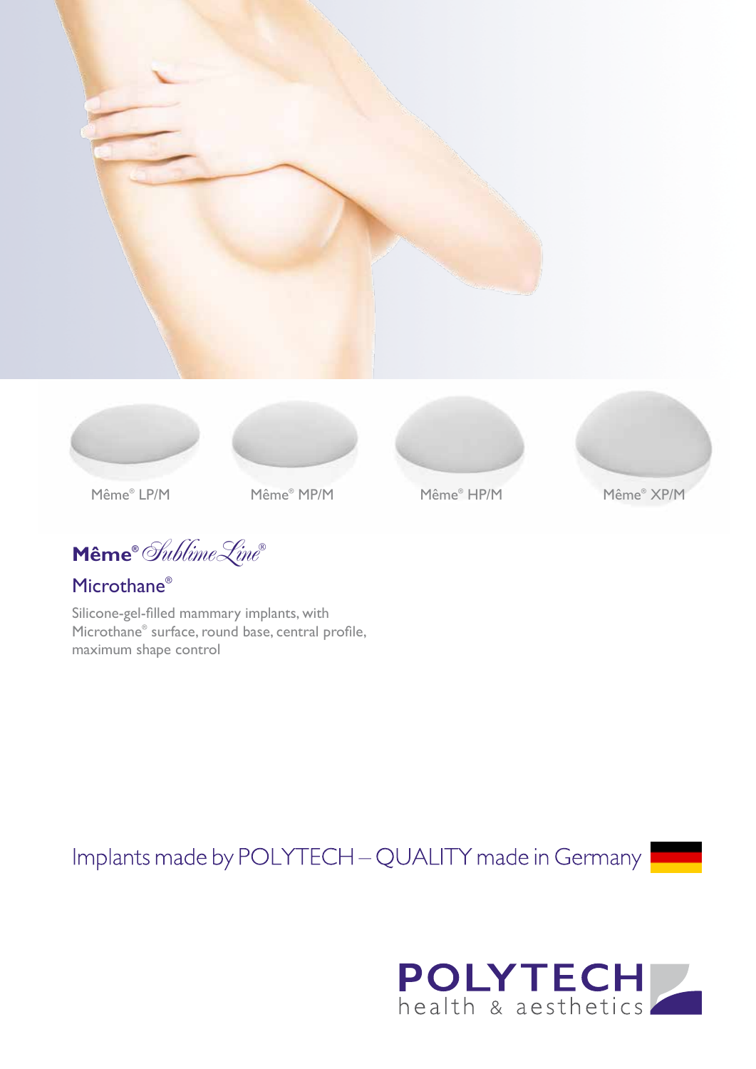Même® LP/M

Même® MP/M

Même® HP/M

Même® XP/M

## Même® SublimeLine®

### Microthane®

Silicone-gel-filled mammary implants, with Microthane® surface, round base, central profile, maximum shape control

Implants made by POLYTECH – QUALITY made in Germany

**POLYTECH**
health & aesthetics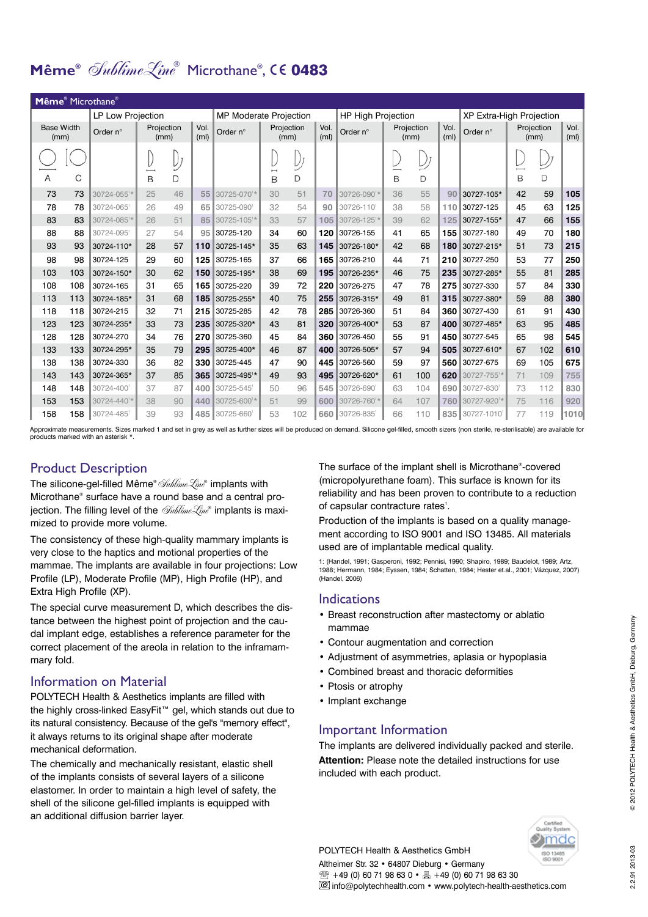# Même® SublimeLine® Microthane®, CE 0483

| Même® Microthane® | | | | | | | | | | | | | | | | | |
|---|---|---|---|---|---|---|---|---|---|---|---|---|---|---|---|---|---|
| | | LP Low Projection | | | | MP Moderate Projection | | | | HP High Projection | | | | XP Extra-High Projection | | | |
| Base Width (mm) | | Order n° | Projection (mm) | | Vol. (ml) | Order n° | Projection (mm) | | Vol. (ml) | Order n° | Projection (mm) | | Vol. (ml) | Order n° | Projection (mm) | | Vol. (ml) |
| A | C | | B | D | | | B | D | | | B | D | | | B | D | |
| 73 | 73 | 30724-055[1]* | 25 | 46 | 55 | 30725-070[1]* | 30 | 51 | 70 | 30726-090[1]* | 36 | 55 | 90 | 30727-105* | 42 | 59 | 105 |
| 78 | 78 | 30724-065[1] | 26 | 49 | 65 | 30725-090[1] | 32 | 54 | 90 | 30726-110[1] | 38 | 58 | 110 | 30727-125 | 45 | 63 | 125 |
| 83 | 83 | 30724-085[1]* | 26 | 51 | 85 | 30725-105[1]* | 33 | 57 | 105 | 30726-125[1]* | 39 | 62 | 125 | 30727-155* | 47 | 66 | 155 |
| 88 | 88 | 30724-095[1] | 27 | 54 | 95 | 30725-120 | 34 | 60 | 120 | 30726-155 | 41 | 65 | 155 | 30727-180 | 49 | 70 | 180 |
| 93 | 93 | 30724-110* | 28 | 57 | 110 | 30725-145* | 35 | 63 | 145 | 30726-180* | 42 | 68 | 180 | 30727-215* | 51 | 73 | 215 |
| 98 | 98 | 30724-125 | 29 | 60 | 125 | 30725-165 | 37 | 66 | 165 | 30726-210 | 44 | 71 | 210 | 30727-250 | 53 | 77 | 250 |
| 103 | 103 | 30724-150* | 30 | 62 | 150 | 30725-195* | 38 | 69 | 195 | 30726-235* | 46 | 75 | 235 | 30727-285* | 55 | 81 | 285 |
| 108 | 108 | 30724-165 | 31 | 65 | 165 | 30725-220 | 39 | 72 | 220 | 30726-275 | 47 | 78 | 275 | 30727-330 | 57 | 84 | 330 |
| 113 | 113 | 30724-185* | 31 | 68 | 185 | 30725-255* | 40 | 75 | 255 | 30726-315* | 49 | 81 | 315 | 30727-380* | 59 | 88 | 380 |
| 118 | 118 | 30724-215 | 32 | 71 | 215 | 30725-285 | 42 | 78 | 285 | 30726-360 | 51 | 84 | 360 | 30727-430 | 61 | 91 | 430 |
| 123 | 123 | 30724-235* | 33 | 73 | 235 | 30725-320* | 43 | 81 | 320 | 30726-400* | 53 | 87 | 400 | 30727-485* | 63 | 95 | 485 |
| 128 | 128 | 30724-270 | 34 | 76 | 270 | 30725-360 | 45 | 84 | 360 | 30726-450 | 55 | 91 | 450 | 30727-545 | 65 | 98 | 545 |
| 133 | 133 | 30724-295* | 35 | 79 | 295 | 30725-400* | 46 | 87 | 400 | 30726-505* | 57 | 94 | 505 | 30727-610* | 67 | 102 | 610 |
| 138 | 138 | 30724-330 | 36 | 82 | 330 | 30725-445 | 47 | 90 | 445 | 30726-560 | 59 | 97 | 560 | 30727-675 | 69 | 105 | 675 |
| 143 | 143 | 30724-365* | 37 | 85 | 365 | 30725-495[1]* | 49 | 93 | 495 | 30726-620* | 61 | 100 | 620 | 30727-755[1]* | 71 | 109 | 755 |
| 148 | 148 | 30724-400[1] | 37 | 87 | 400 | 30725-545[1] | 50 | 96 | 545 | 30726-690[1] | 63 | 104 | 690 | 30727-830[1] | 73 | 112 | 830 |
| 153 | 153 | 30724-440[1]* | 38 | 90 | 440 | 30725-600[1]* | 51 | 99 | 600 | 30726-760[1]* | 64 | 107 | 760 | 30727-920[1]* | 75 | 116 | 920 |
| 158 | 158 | 30724-485[1] | 39 | 93 | 485 | 30725-660[1] | 53 | 102 | 660 | 30726-835[1] | 66 | 110 | 835 | 30727-1010[1] | 77 | 119 | 1010 |

Approximate measurements. Sizes marked 1 and set in grey as well as further sizes will be produced on demand. Silicone gel-filled, smooth sizers (non sterile, re-sterilisable) are available for products marked with an asterisk *.

## Product Description

The silicone-gel-filled Même® SublimeLine® implants with Microthane® surface have a round base and a central projection. The filling level of the SublimeLine® implants is maximized to provide more volume.

The consistency of these high-quality mammary implants is very close to the haptics and motional properties of the mammae. The implants are available in four projections: Low Profile (LP), Moderate Profile (MP), High Profile (HP), and Extra High Profile (XP).

The special curve measurement D, which describes the distance between the highest point of projection and the caudal implant edge, establishes a reference parameter for the correct placement of the areola in relation to the inframammary fold.

## Information on Material

POLYTECH Health & Aesthetics implants are filled with the highly cross-linked EasyFit™ gel, which stands out due to its natural consistency. Because of the gel's "memory effect", it always returns to its original shape after moderate mechanical deformation.

The chemically and mechanically resistant, elastic shell of the implants consists of several layers of a silicone elastomer. In order to maintain a high level of safety, the shell of the silicone gel-filled implants is equipped with an additional diffusion barrier layer.

The surface of the implant shell is Microthane®-covered (micropolyurethane foam). This surface is known for its reliability and has been proven to contribute to a reduction of capsular contracture rates[1].

Production of the implants is based on a quality management according to ISO 9001 and ISO 13485. All materials used are of implantable medical quality.

1: (Handel, 1991; Gasperoni, 1992; Pennisi, 1990; Shapiro, 1989; Baudelot, 1989; Artz, 1988; Hermann, 1984; Eyssen, 1984; Schatten, 1984; Hester et.al., 2001; Vázquez, 2007) (Handel, 2006)

## Indications

- Breast reconstruction after mastectomy or ablatio mammae
- Contour augmentation and correction
- Adjustment of asymmetries, aplasia or hypoplasia
- Combined breast and thoracic deformities
- Ptosis or atrophy
- Implant exchange

## Important Information

The implants are delivered individually packed and sterile.

**Attention:** Please note the detailed instructions for use included with each product.

POLYTECH Health & Aesthetics GmbH
Altheimer Str. 32 • 64807 Dieburg • Germany
+49 (0) 60 71 98 63 0 • +49 (0) 60 71 98 63 30
info@polytechhealth.com • www.polytech-health-aesthetics.com

Certified Quality System mdc ISO 13485 ISO 9001

© 2012 POLYTECH Health & Aesthetics GmbH, Dieburg, Germany

2.2.91 2013-03